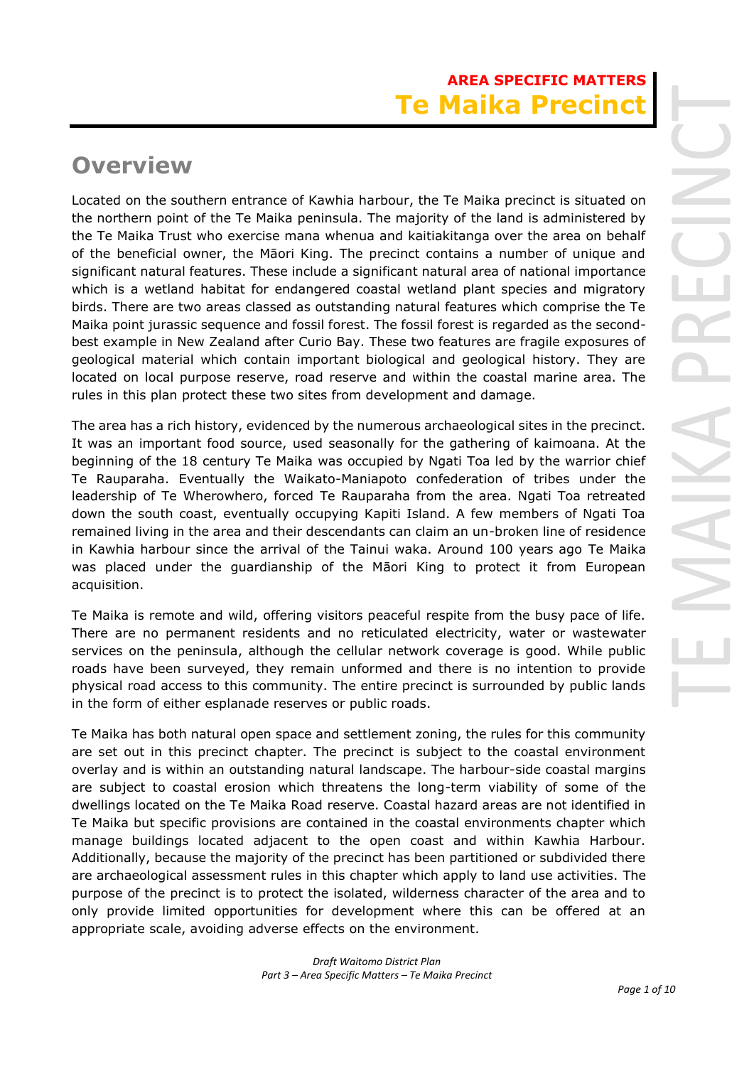**AREA SPECIFIC MATTERS**

# Te Maika Precinct

## Overview

Located on the southern entrance of Kawhia harbour, the Te Maika precinct is situated on the northern point of the Te Maika peninsula. The majority of the land is administered by the Te Maika Trust who exercise mana whenua and kaitiakitanga over the area on behalf of the beneficial owner, the Māori King. The precinct contains a number of unique and significant natural features. These include a significant natural area of national importance which is a wetland habitat for endangered coastal wetland plant species and migratory birds. There are two areas classed as outstanding natural features which comprise the Te Maika point jurassic sequence and fossil forest. The fossil forest is regarded as the second-best example in New Zealand after Curio Bay. These two features are fragile exposures of geological material which contain important biological and geological history. They are located on local purpose reserve, road reserve and within the coastal marine area. The rules in this plan protect these two sites from development and damage.

The area has a rich history, evidenced by the numerous archaeological sites in the precinct. It was an important food source, used seasonally for the gathering of kaimoana. At the beginning of the 18 century Te Maika was occupied by Ngati Toa led by the warrior chief Te Rauparaha. Eventually the Waikato-Maniapoto confederation of tribes under the leadership of Te Wherowhero, forced Te Rauparaha from the area. Ngati Toa retreated down the south coast, eventually occupying Kapiti Island. A few members of Ngati Toa remained living in the area and their descendants can claim an un-broken line of residence in Kawhia harbour since the arrival of the Tainui waka. Around 100 years ago Te Maika was placed under the guardianship of the Māori King to protect it from European acquisition.

Te Maika is remote and wild, offering visitors peaceful respite from the busy pace of life. There are no permanent residents and no reticulated electricity, water or wastewater services on the peninsula, although the cellular network coverage is good. While public roads have been surveyed, they remain unformed and there is no intention to provide physical road access to this community. The entire precinct is surrounded by public lands in the form of either esplanade reserves or public roads.

Te Maika has both natural open space and settlement zoning, the rules for this community are set out in this precinct chapter. The precinct is subject to the coastal environment overlay and is within an outstanding natural landscape. The harbour-side coastal margins are subject to coastal erosion which threatens the long-term viability of some of the dwellings located on the Te Maika Road reserve. Coastal hazard areas are not identified in Te Maika but specific provisions are contained in the coastal environments chapter which manage buildings located adjacent to the open coast and within Kawhia Harbour. Additionally, because the majority of the precinct has been partitioned or subdivided there are archaeological assessment rules in this chapter which apply to land use activities. The purpose of the precinct is to protect the isolated, wilderness character of the area and to only provide limited opportunities for development where this can be offered at an appropriate scale, avoiding adverse effects on the environment.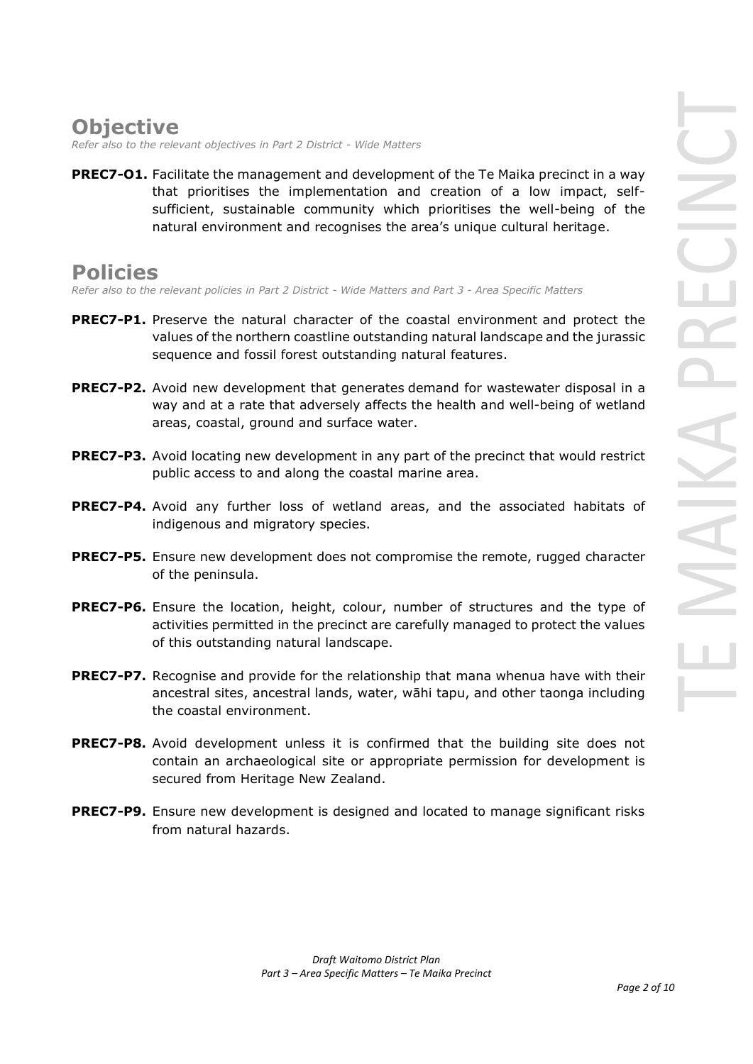## Objective

*Refer also to the relevant objectives in Part 2 District - Wide Matters*

**PREC7-O1.** Facilitate the management and development of the Te Maika precinct in a way that prioritises the implementation and creation of a low impact, self-sufficient, sustainable community which prioritises the well-being of the natural environment and recognises the area's unique cultural heritage.

## Policies

*Refer also to the relevant policies in Part 2 District - Wide Matters and Part 3 - Area Specific Matters*

**PREC7-P1.** Preserve the natural character of the coastal environment and protect the values of the northern coastline outstanding natural landscape and the jurassic sequence and fossil forest outstanding natural features.

**PREC7-P2.** Avoid new development that generates demand for wastewater disposal in a way and at a rate that adversely affects the health and well-being of wetland areas, coastal, ground and surface water.

**PREC7-P3.** Avoid locating new development in any part of the precinct that would restrict public access to and along the coastal marine area.

**PREC7-P4.** Avoid any further loss of wetland areas, and the associated habitats of indigenous and migratory species.

**PREC7-P5.** Ensure new development does not compromise the remote, rugged character of the peninsula.

**PREC7-P6.** Ensure the location, height, colour, number of structures and the type of activities permitted in the precinct are carefully managed to protect the values of this outstanding natural landscape.

**PREC7-P7.** Recognise and provide for the relationship that mana whenua have with their ancestral sites, ancestral lands, water, wāhi tapu, and other taonga including the coastal environment.

**PREC7-P8.** Avoid development unless it is confirmed that the building site does not contain an archaeological site or appropriate permission for development is secured from Heritage New Zealand.

**PREC7-P9.** Ensure new development is designed and located to manage significant risks from natural hazards.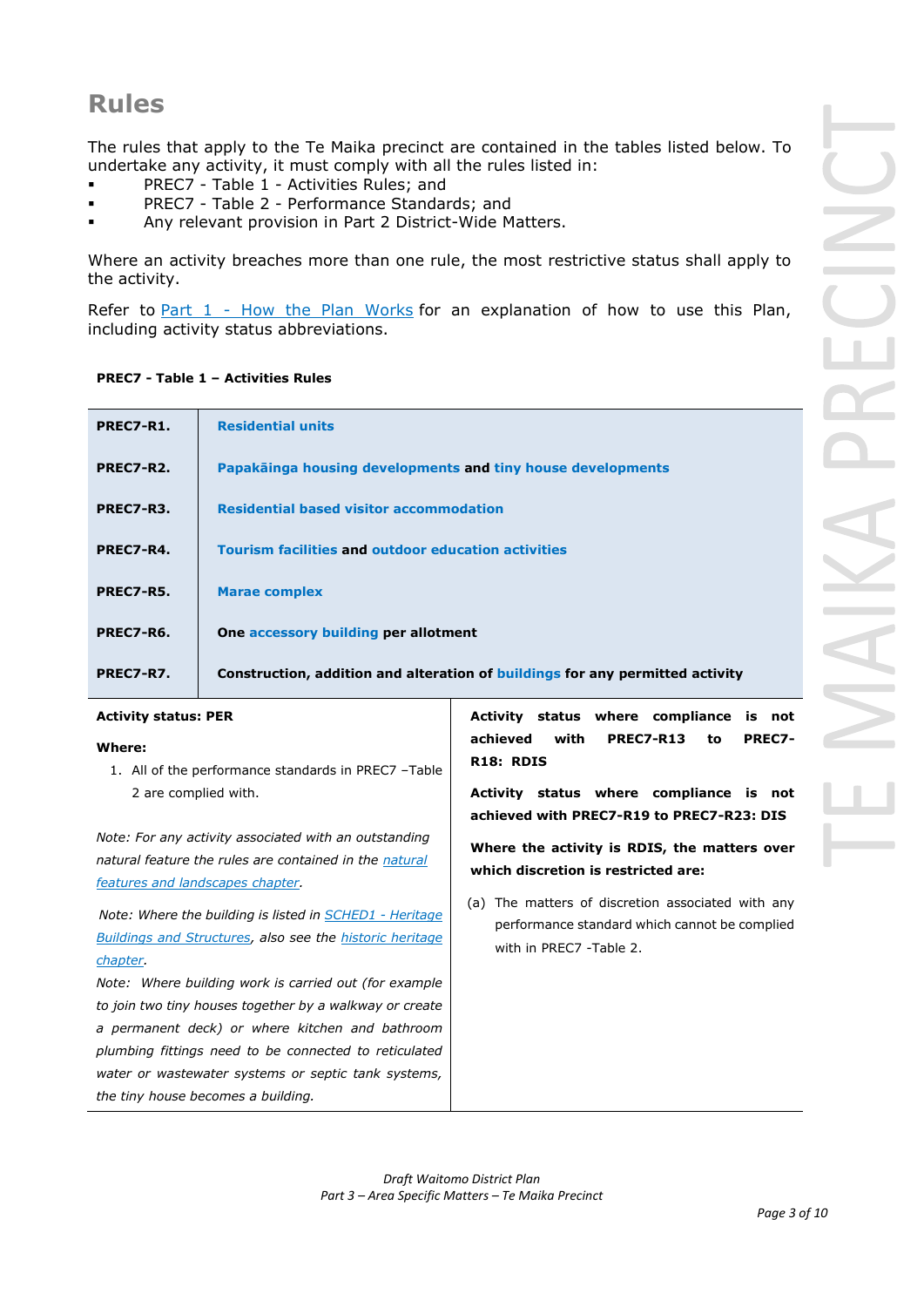## Rules

The rules that apply to the Te Maika precinct are contained in the tables listed below. To undertake any activity, it must comply with all the rules listed in:

- PREC7 - Table 1 - Activities Rules; and
- PREC7 - Table 2 - Performance Standards; and
- Any relevant provision in Part 2 District-Wide Matters.

Where an activity breaches more than one rule, the most restrictive status shall apply to the activity.

Refer to Part 1 - How the Plan Works for an explanation of how to use this Plan, including activity status abbreviations.

**PREC7 - Table 1 – Activities Rules**

| | |
|---|---|
| **PREC7-R1.** | **Residential units** |
| **PREC7-R2.** | **Papakāinga housing developments and tiny house developments** |
| **PREC7-R3.** | **Residential based visitor accommodation** |
| **PREC7-R4.** | **Tourism facilities and outdoor education activities** |
| **PREC7-R5.** | **Marae complex** |
| **PREC7-R6.** | **One accessory building per allotment** |
| **PREC7-R7.** | **Construction, addition and alteration of buildings for any permitted activity** |

| | |
|---|---|
| **Activity status: PER**<br><br>**Where:**<br>1. All of the performance standards in PREC7 –Table 2 are complied with.<br><br>*Note: For any activity associated with an outstanding natural feature the rules are contained in the natural features and landscapes chapter.*<br><br>*Note: Where the building is listed in SCHED1 - Heritage Buildings and Structures, also see the historic heritage chapter.*<br>*Note: Where building work is carried out (for example to join two tiny houses together by a walkway or create a permanent deck) or where kitchen and bathroom plumbing fittings need to be connected to reticulated water or wastewater systems or septic tank systems, the tiny house becomes a building.* | **Activity status where compliance is not achieved with PREC7-R13 to PREC7-R18: RDIS**<br><br>**Activity status where compliance is not achieved with PREC7-R19 to PREC7-R23: DIS**<br><br>**Where the activity is RDIS, the matters over which discretion is restricted are:**<br><br>(a) The matters of discretion associated with any performance standard which cannot be complied with in PREC7 -Table 2. |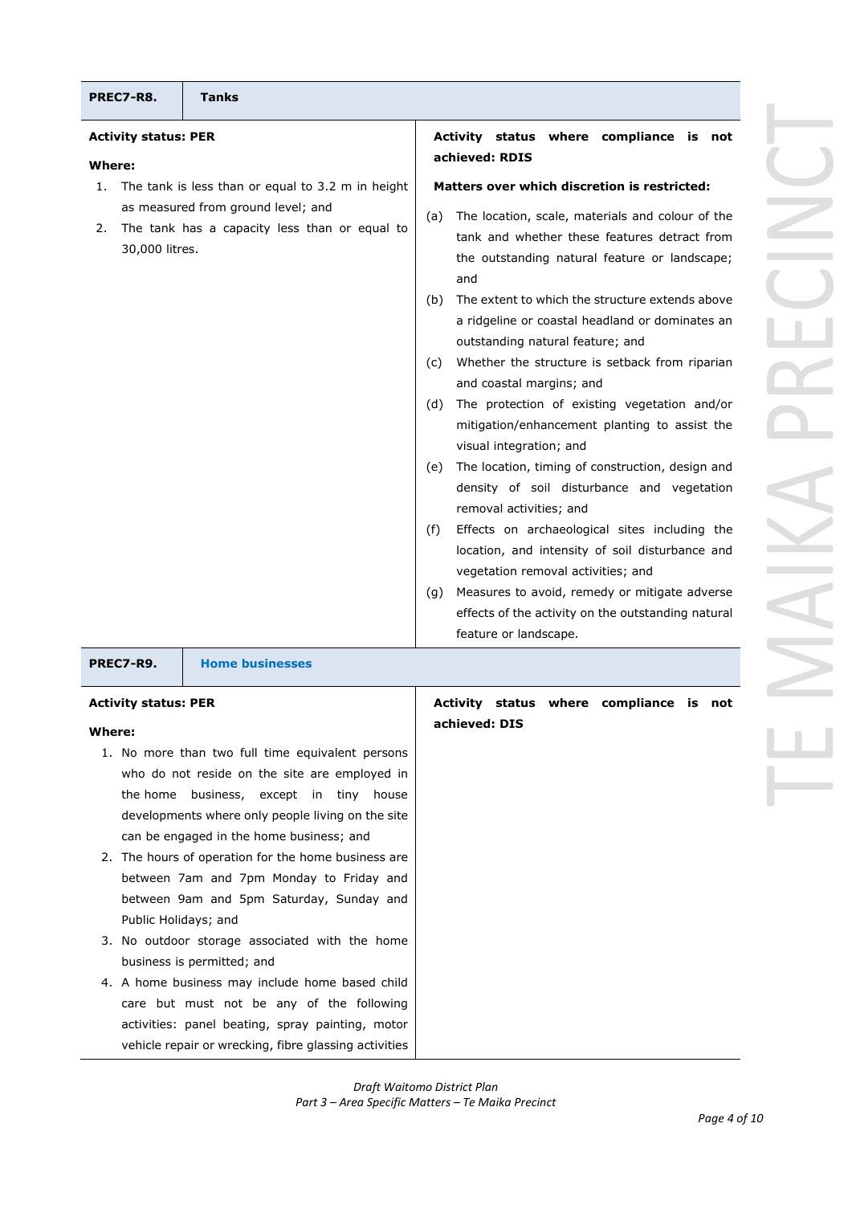| PREC7-R8. | Tanks |
|---|---|
| **Activity status: PER**<br><br>**Where:**<br>1. The tank is less than or equal to 3.2 m in height as measured from ground level; and<br>2. The tank has a capacity less than or equal to 30,000 litres. | **Activity status where compliance is not achieved: RDIS**<br><br>**Matters over which discretion is restricted:**<br>(a) The location, scale, materials and colour of the tank and whether these features detract from the outstanding natural feature or landscape; and<br>(b) The extent to which the structure extends above a ridgeline or coastal headland or dominates an outstanding natural feature; and<br>(c) Whether the structure is setback from riparian and coastal margins; and<br>(d) The protection of existing vegetation and/or mitigation/enhancement planting to assist the visual integration; and<br>(e) The location, timing of construction, design and density of soil disturbance and vegetation removal activities; and<br>(f) Effects on archaeological sites including the location, and intensity of soil disturbance and vegetation removal activities; and<br>(g) Measures to avoid, remedy or mitigate adverse effects of the activity on the outstanding natural feature or landscape. |

| PREC7-R9. | Home businesses |
|---|---|
| **Activity status: PER**<br><br>**Where:**<br>1. No more than two full time equivalent persons who do not reside on the site are employed in the home business, except in tiny house developments where only people living on the site can be engaged in the home business; and<br>2. The hours of operation for the home business are between 7am and 7pm Monday to Friday and between 9am and 5pm Saturday, Sunday and Public Holidays; and<br>3. No outdoor storage associated with the home business is permitted; and<br>4. A home business may include home based child care but must not be any of the following activities: panel beating, spray painting, motor vehicle repair or wrecking, fibre glassing activities | **Activity status where compliance is not achieved: DIS** |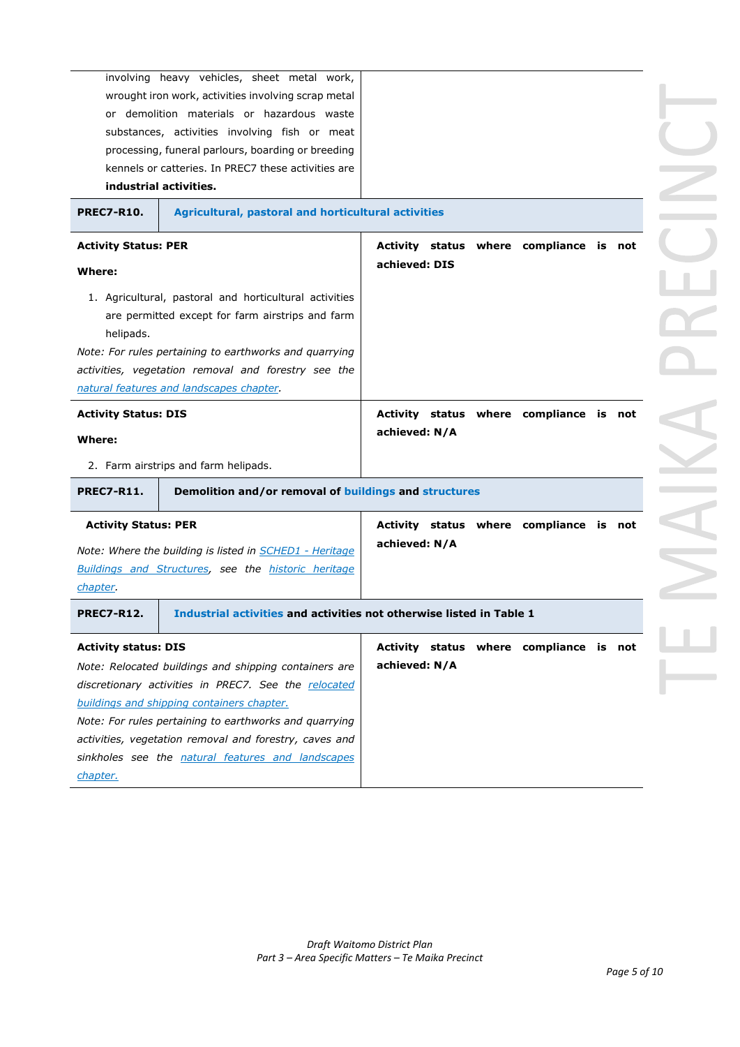| | |
|---|---|
| involving heavy vehicles, sheet metal work, wrought iron work, activities involving scrap metal or demolition materials or hazardous waste substances, activities involving fish or meat processing, funeral parlours, boarding or breeding kennels or catteries. In PREC7 these activities are **industrial activities.** | |
| **PREC7-R10.** | **Agricultural, pastoral and horticultural activities** |
| **Activity Status: PER**<br><br>**Where:**<br><br>1. Agricultural, pastoral and horticultural activities are permitted except for farm airstrips and farm helipads.<br><br>*Note: For rules pertaining to earthworks and quarrying activities, vegetation removal and forestry see the natural features and landscapes chapter.* | **Activity status where compliance is not achieved: DIS** |
| **Activity Status: DIS**<br><br>**Where:**<br><br>2. Farm airstrips and farm helipads. | **Activity status where compliance is not achieved: N/A** |
| **PREC7-R11.** | **Demolition and/or removal of buildings and structures** |
| **Activity Status: PER**<br><br>*Note: Where the building is listed in SCHED1 - Heritage Buildings and Structures, see the historic heritage chapter.* | **Activity status where compliance is not achieved: N/A** |
| **PREC7-R12.** | **Industrial activities and activities not otherwise listed in Table 1** |
| **Activity status: DIS**<br><br>*Note: Relocated buildings and shipping containers are discretionary activities in PREC7. See the relocated buildings and shipping containers chapter.*<br><br>*Note: For rules pertaining to earthworks and quarrying activities, vegetation removal and forestry, caves and sinkholes see the natural features and landscapes chapter.* | **Activity status where compliance is not achieved: N/A** |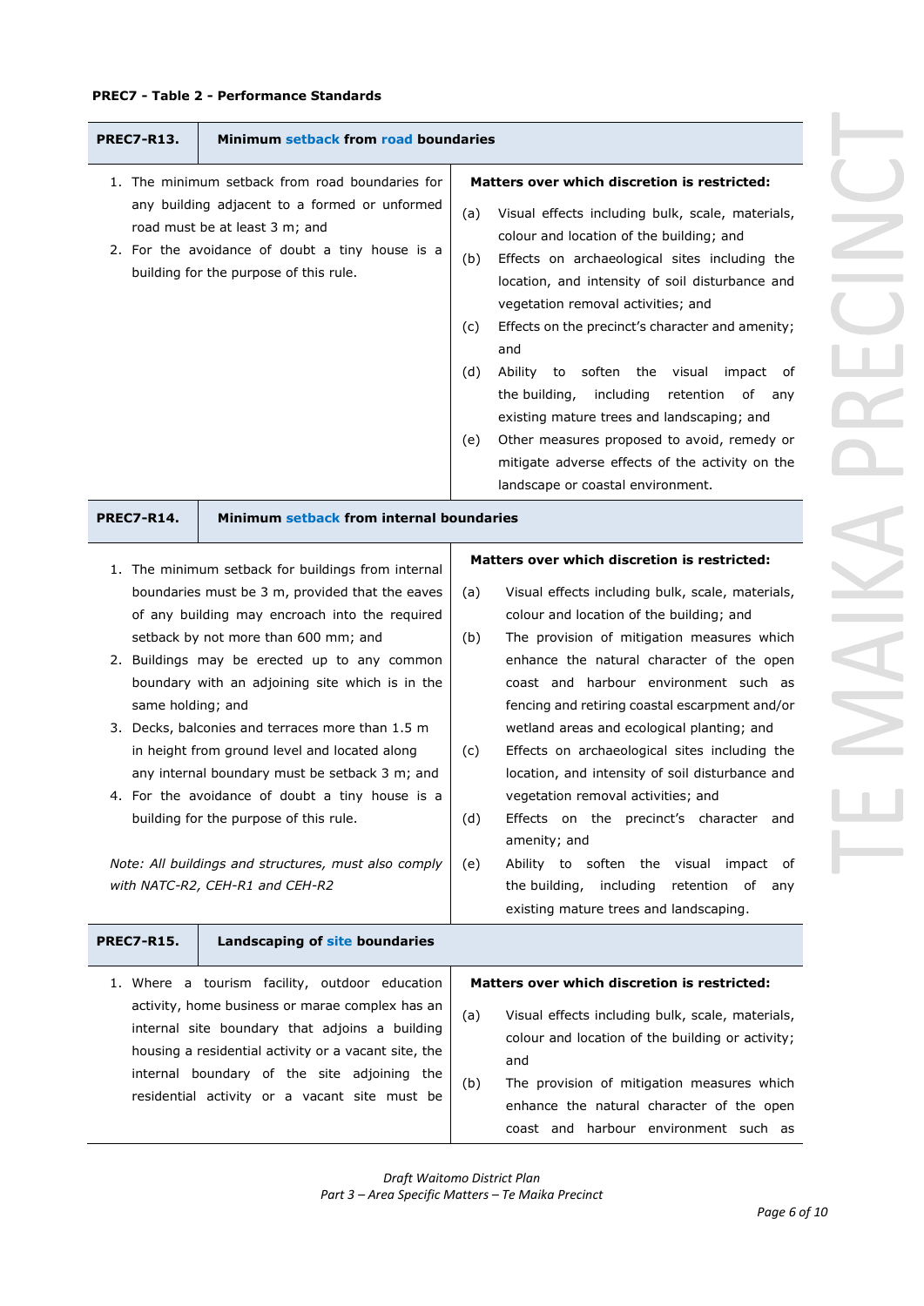**PREC7 - Table 2 - Performance Standards**

| **PREC7-R13.** | **Minimum setback from road boundaries** |
|---|---|
| 1. The minimum setback from road boundaries for any building adjacent to a formed or unformed road must be at least 3 m; and<br>2. For the avoidance of doubt a tiny house is a building for the purpose of this rule. | **Matters over which discretion is restricted:**<br>(a) Visual effects including bulk, scale, materials, colour and location of the building; and<br>(b) Effects on archaeological sites including the location, and intensity of soil disturbance and vegetation removal activities; and<br>(c) Effects on the precinct's character and amenity; and<br>(d) Ability to soften the visual impact of the building, including retention of any existing mature trees and landscaping; and<br>(e) Other measures proposed to avoid, remedy or mitigate adverse effects of the activity on the landscape or coastal environment. |
| **PREC7-R14.** | **Minimum setback from internal boundaries** |
| 1. The minimum setback for buildings from internal boundaries must be 3 m, provided that the eaves of any building may encroach into the required setback by not more than 600 mm; and<br>2. Buildings may be erected up to any common boundary with an adjoining site which is in the same holding; and<br>3. Decks, balconies and terraces more than 1.5 m in height from ground level and located along any internal boundary must be setback 3 m; and<br>4. For the avoidance of doubt a tiny house is a building for the purpose of this rule.<br><br>*Note: All buildings and structures, must also comply with NATC-R2, CEH-R1 and CEH-R2* | **Matters over which discretion is restricted:**<br>(a) Visual effects including bulk, scale, materials, colour and location of the building; and<br>(b) The provision of mitigation measures which enhance the natural character of the open coast and harbour environment such as fencing and retiring coastal escarpment and/or wetland areas and ecological planting; and<br>(c) Effects on archaeological sites including the location, and intensity of soil disturbance and vegetation removal activities; and<br>(d) Effects on the precinct's character and amenity; and<br>(e) Ability to soften the visual impact of the building, including retention of any existing mature trees and landscaping. |
| **PREC7-R15.** | **Landscaping of site boundaries** |
| 1. Where a tourism facility, outdoor education activity, home business or marae complex has an internal site boundary that adjoins a building housing a residential activity or a vacant site, the internal boundary of the site adjoining the residential activity or a vacant site must be | **Matters over which discretion is restricted:**<br>(a) Visual effects including bulk, scale, materials, colour and location of the building or activity; and<br>(b) The provision of mitigation measures which enhance the natural character of the open coast and harbour environment such as |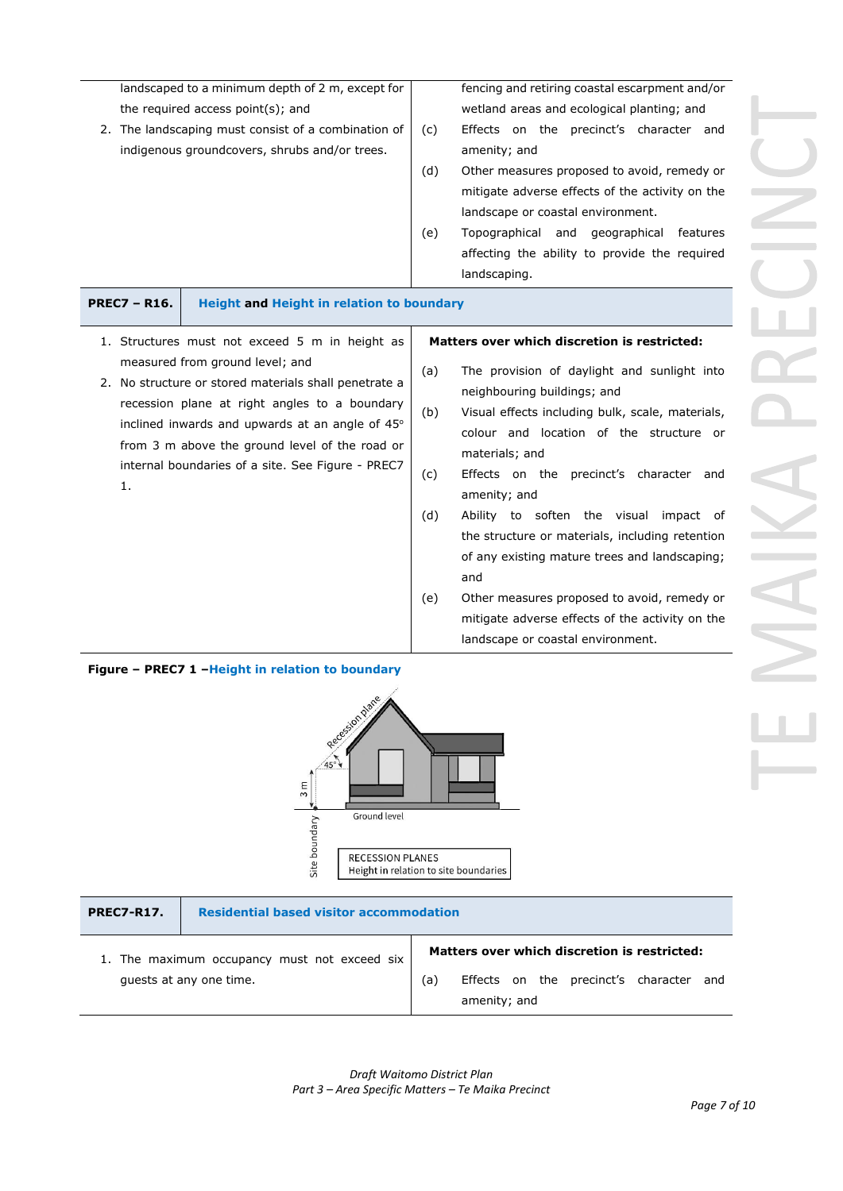| | |
|---|---|
| landscaped to a minimum depth of 2 m, except for the required access point(s); and<br>2. The landscaping must consist of a combination of indigenous groundcovers, shrubs and/or trees. | fencing and retiring coastal escarpment and/or wetland areas and ecological planting; and<br>(c) Effects on the precinct's character and amenity; and<br>(d) Other measures proposed to avoid, remedy or mitigate adverse effects of the activity on the landscape or coastal environment.<br>(e) Topographical and geographical features affecting the ability to provide the required landscaping. |

| **PREC7 – R16.** | **Height and Height in relation to boundary** |
|---|---|
| 1. Structures must not exceed 5 m in height as measured from ground level; and<br>2. No structure or stored materials shall penetrate a recession plane at right angles to a boundary inclined inwards and upwards at an angle of 45º from 3 m above the ground level of the road or internal boundaries of a site. See Figure - PREC7 1. | **Matters over which discretion is restricted:**<br>(a) The provision of daylight and sunlight into neighbouring buildings; and<br>(b) Visual effects including bulk, scale, materials, colour and location of the structure or materials; and<br>(c) Effects on the precinct's character and amenity; and<br>(d) Ability to soften the visual impact of the structure or materials, including retention of any existing mature trees and landscaping; and<br>(e) Other measures proposed to avoid, remedy or mitigate adverse effects of the activity on the landscape or coastal environment. |

**Figure – PREC7 1 –Height in relation to boundary**

| **PREC7-R17.** | **Residential based visitor accommodation** |
|---|---|
| 1. The maximum occupancy must not exceed six guests at any one time. | **Matters over which discretion is restricted:**<br>(a) Effects on the precinct's character and amenity; and |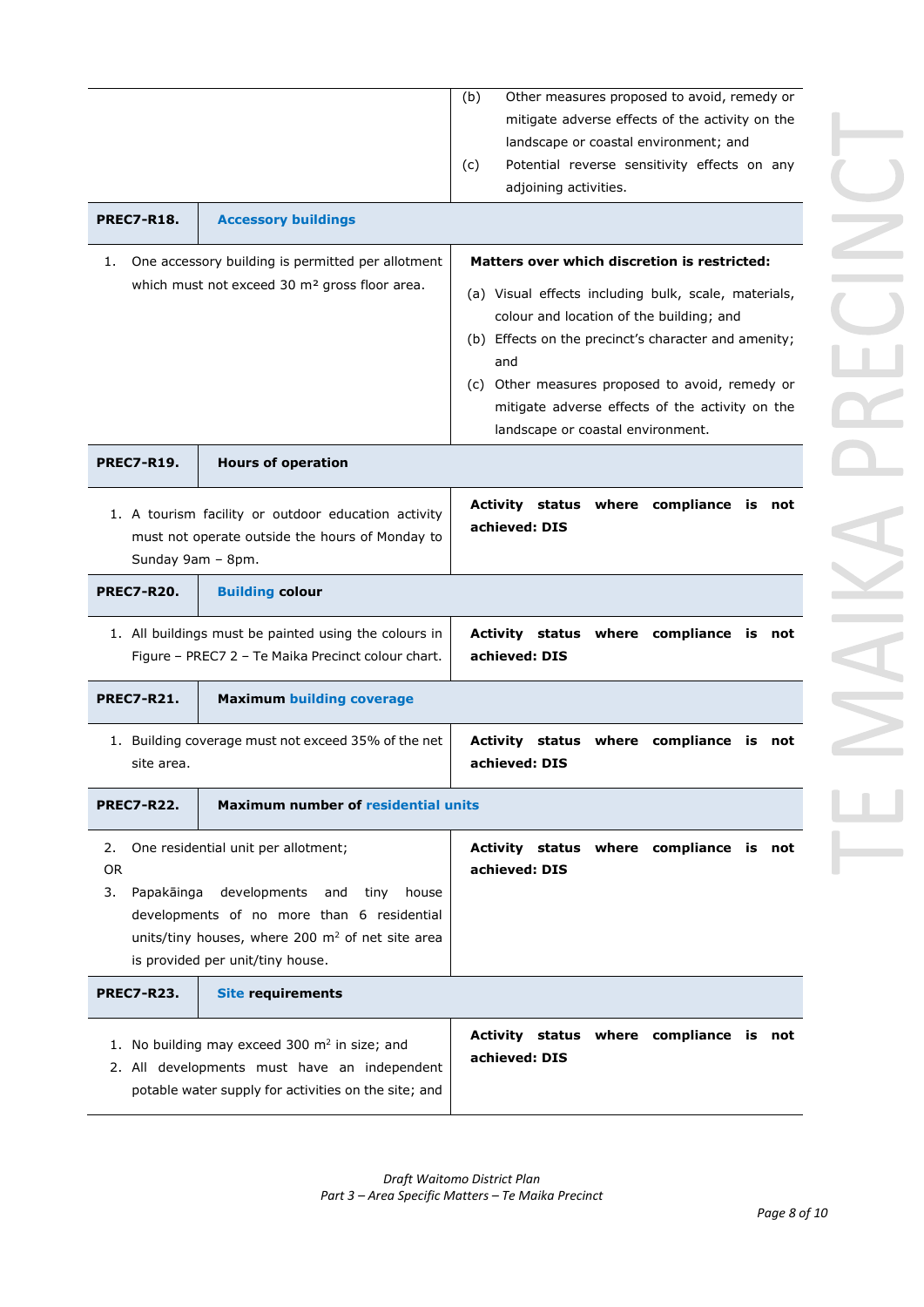| | |
|---|---|
| | (b) Other measures proposed to avoid, remedy or mitigate adverse effects of the activity on the landscape or coastal environment; and<br>(c) Potential reverse sensitivity effects on any adjoining activities. |
| **PREC7-R18.** | **Accessory buildings** |
| 1. One accessory building is permitted per allotment which must not exceed 30 m² gross floor area. | **Matters over which discretion is restricted:**<br>(a) Visual effects including bulk, scale, materials, colour and location of the building; and<br>(b) Effects on the precinct's character and amenity; and<br>(c) Other measures proposed to avoid, remedy or mitigate adverse effects of the activity on the landscape or coastal environment. |
| **PREC7-R19.** | **Hours of operation** |
| 1. A tourism facility or outdoor education activity must not operate outside the hours of Monday to Sunday 9am – 8pm. | **Activity status where compliance is not achieved: DIS** |
| **PREC7-R20.** | **Building colour** |
| 1. All buildings must be painted using the colours in Figure – PREC7 2 – Te Maika Precinct colour chart. | **Activity status where compliance is not achieved: DIS** |
| **PREC7-R21.** | **Maximum building coverage** |
| 1. Building coverage must not exceed 35% of the net site area. | **Activity status where compliance is not achieved: DIS** |
| **PREC7-R22.** | **Maximum number of residential units** |
| 2. One residential unit per allotment;<br>OR<br>3. Papakāinga developments and tiny house developments of no more than 6 residential units/tiny houses, where 200 m² of net site area is provided per unit/tiny house. | **Activity status where compliance is not achieved: DIS** |
| **PREC7-R23.** | **Site requirements** |
| 1. No building may exceed 300 m² in size; and<br>2. All developments must have an independent potable water supply for activities on the site; and | **Activity status where compliance is not achieved: DIS** |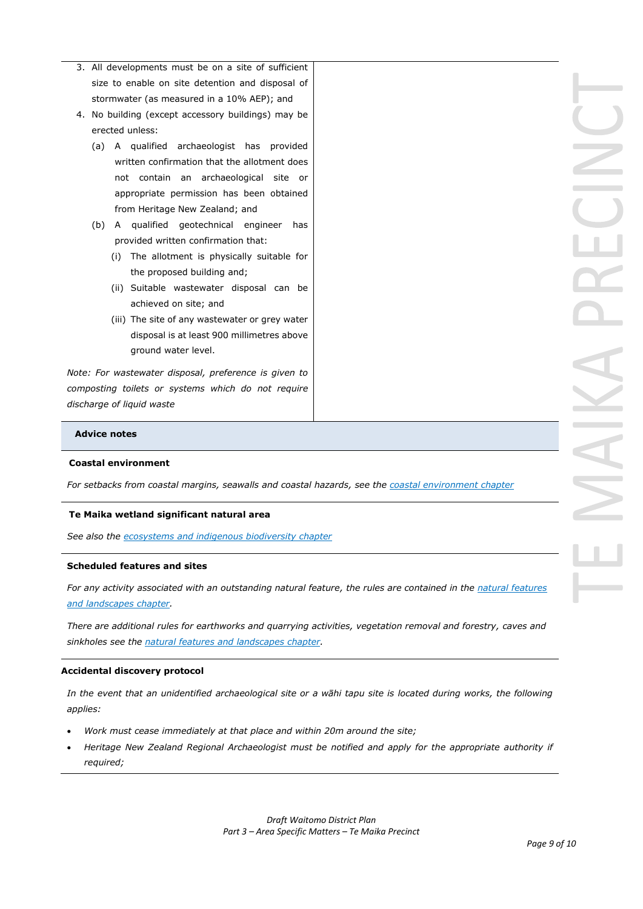3. All developments must be on a site of sufficient size to enable on site detention and disposal of stormwater (as measured in a 10% AEP); and
4. No building (except accessory buildings) may be erected unless:
   (a) A qualified archaeologist has provided written confirmation that the allotment does not contain an archaeological site or appropriate permission has been obtained from Heritage New Zealand; and
   (b) A qualified geotechnical engineer has provided written confirmation that:
      (i) The allotment is physically suitable for the proposed building and;
      (ii) Suitable wastewater disposal can be achieved on site; and
      (iii) The site of any wastewater or grey water disposal is at least 900 millimetres above ground water level.

*Note: For wastewater disposal, preference is given to composting toilets or systems which do not require discharge of liquid waste*

**Advice notes**

**Coastal environment**

*For setbacks from coastal margins, seawalls and coastal hazards, see the coastal environment chapter*

**Te Maika wetland significant natural area**

*See also the ecosystems and indigenous biodiversity chapter*

**Scheduled features and sites**

*For any activity associated with an outstanding natural feature, the rules are contained in the natural features and landscapes chapter.*

*There are additional rules for earthworks and quarrying activities, vegetation removal and forestry, caves and sinkholes see the natural features and landscapes chapter.*

**Accidental discovery protocol**

*In the event that an unidentified archaeological site or a wāhi tapu site is located during works, the following applies:*

- *Work must cease immediately at that place and within 20m around the site;*
- *Heritage New Zealand Regional Archaeologist must be notified and apply for the appropriate authority if required;*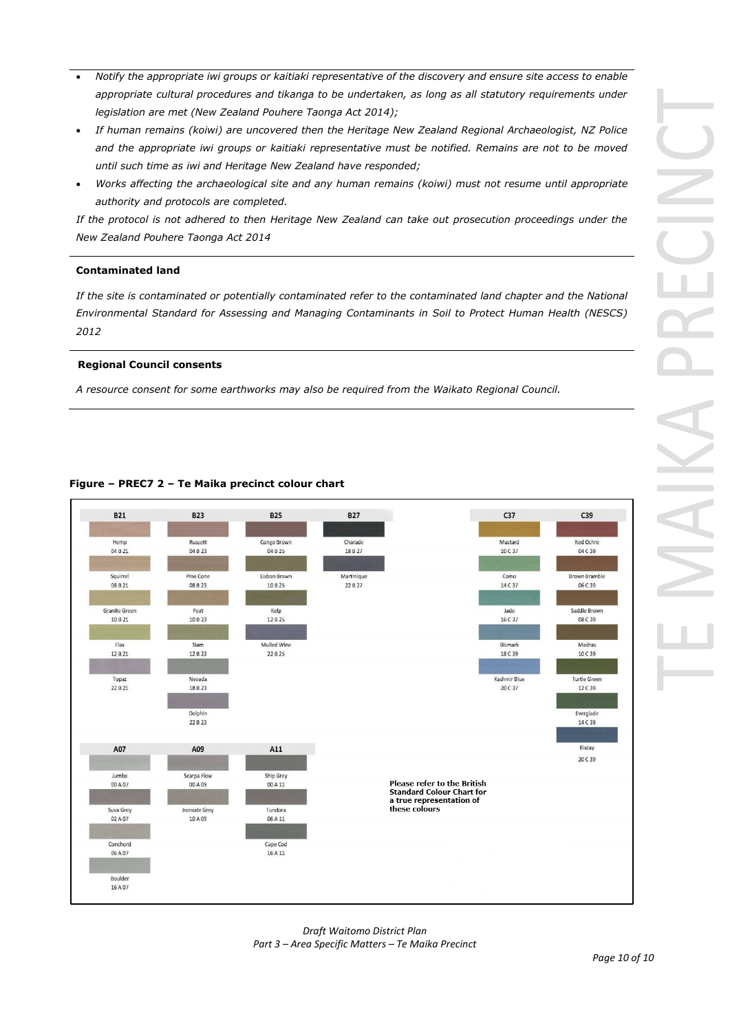- *Notify the appropriate iwi groups or kaitiaki representative of the discovery and ensure site access to enable appropriate cultural procedures and tikanga to be undertaken, as long as all statutory requirements under legislation are met (New Zealand Pouhere Taonga Act 2014);*
- *If human remains (koiwi) are uncovered then the Heritage New Zealand Regional Archaeologist, NZ Police and the appropriate iwi groups or kaitiaki representative must be notified. Remains are not to be moved until such time as iwi and Heritage New Zealand have responded;*
- *Works affecting the archaeological site and any human remains (koiwi) must not resume until appropriate authority and protocols are completed.*

*If the protocol is not adhered to then Heritage New Zealand can take out prosecution proceedings under the New Zealand Pouhere Taonga Act 2014*

**Contaminated land**

*If the site is contaminated or potentially contaminated refer to the contaminated land chapter and the National Environmental Standard for Assessing and Managing Contaminants in Soil to Protect Human Health (NESCS) 2012*

**Regional Council consents**

*A resource consent for some earthworks may also be required from the Waikato Regional Council.*

**Figure – PREC7 2 – Te Maika precinct colour chart**

B21
Hemp 04 B 21
Squirrel 08 B 21
Granite Green 10 B 21
Flax 12 B 21
Topaz 22 B 21

B23
Russett 04 B 23
Pine Cone 08 B 23
Peat 10 B 23
Slam 12 B 23
Nevada 18 B 23
Dolphin 22 B 23

B25
Congo Brown 04 B 25
Lisbon Brown 10 B 25
Kelp 12 B 25
Mulled Wine 22 B 25

B27
Charade 18 B 27
Martinique 22 B 27

C37
Mustard 10 C 37
Como 14 C 37
Jade 16 C 37
Bismark 18 C 39
Kashmir Blue 20 C 37

C39
Red Ochre 04 C 39
Brown Bramble 06 C 39
Saddle Brown 08 C 39
Madras 10 C 39
Turtle Green 12 C 39
Everglade 14 C 39
Biscay 20 C 39

A07
Jumbo 00 A 07
Suva Grey 02 A 07
Conchord 06 A 07
Boulder 16 A 07

A09
Scarpa Flow 00 A 09
Ironside Grey 10 A 09

A11
Ship Grey 00 A 11
Tundora 06 A 11
Cape Cod 16 A 11

**Please refer to the British Standard Colour Chart for a true representation of these colours**